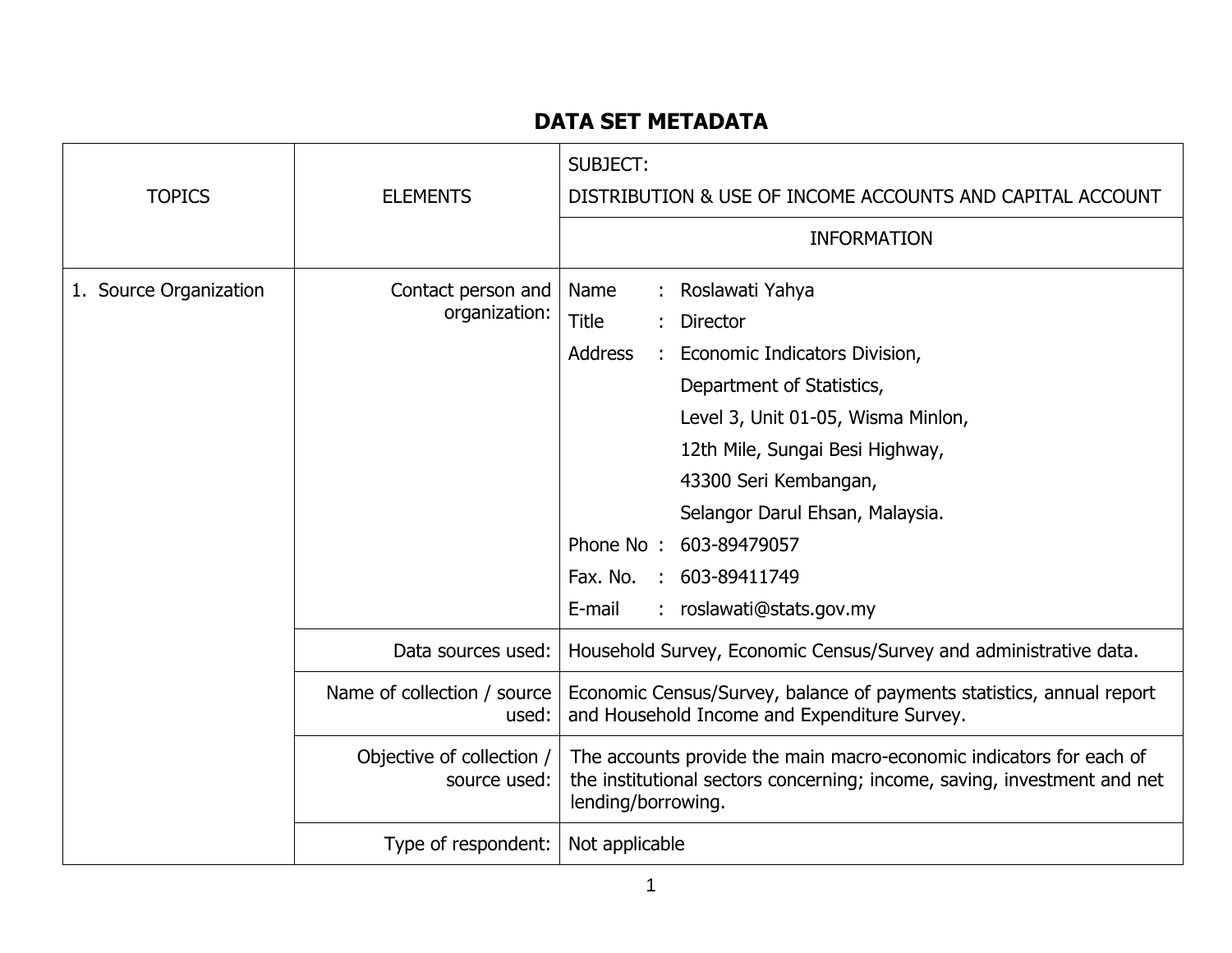# DATA SET METADATA

| TOPICS | ELEMENTS | SUBJECT: DISTRIBUTION & USE OF INCOME ACCOUNTS AND CAPITAL ACCOUNT |
|---|---|---|
| | | INFORMATION |
| 1. Source Organization | Contact person and organization: | Name : Roslawati Yahya<br>Title : Director<br>Address : Economic Indicators Division, Department of Statistics, Level 3, Unit 01-05, Wisma Minlon, 12th Mile, Sungai Besi Highway, 43300 Seri Kembangan, Selangor Darul Ehsan, Malaysia.<br>Phone No : 603-89479057<br>Fax. No. : 603-89411749<br>E-mail : roslawati@stats.gov.my |
| | Data sources used: | Household Survey, Economic Census/Survey and administrative data. |
| | Name of collection / source used: | Economic Census/Survey, balance of payments statistics, annual report and Household Income and Expenditure Survey. |
| | Objective of collection / source used: | The accounts provide the main macro-economic indicators for each of the institutional sectors concerning; income, saving, investment and net lending/borrowing. |
| | Type of respondent: | Not applicable |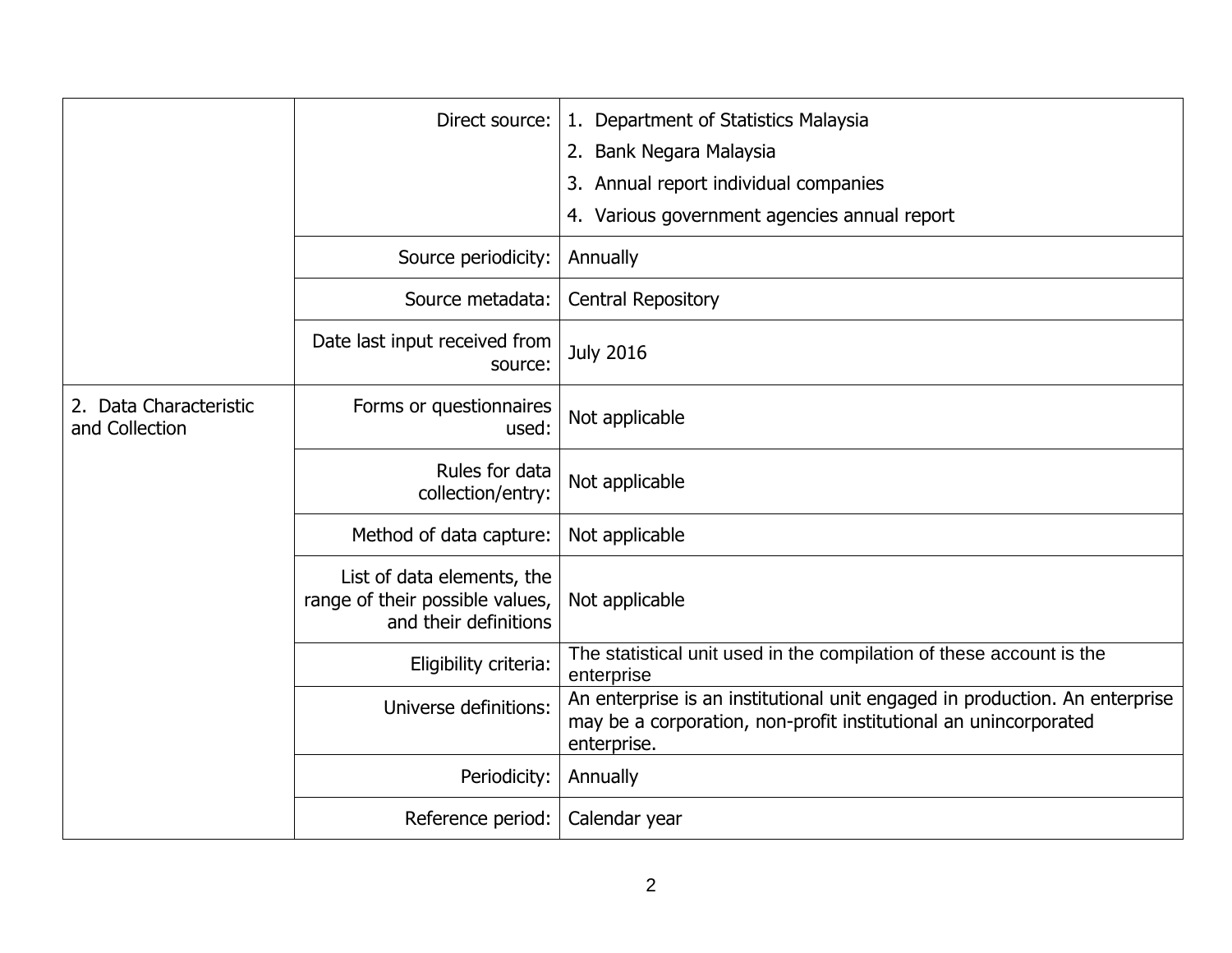| | | |
|---|---|---|
| | Direct source: | 1. Department of Statistics Malaysia<br>2. Bank Negara Malaysia<br>3. Annual report individual companies<br>4. Various government agencies annual report |
| | Source periodicity: | Annually |
| | Source metadata: | Central Repository |
| | Date last input received from source: | July 2016 |
| 2. Data Characteristic and Collection | Forms or questionnaires used: | Not applicable |
| | Rules for data collection/entry: | Not applicable |
| | Method of data capture: | Not applicable |
| | List of data elements, the range of their possible values, and their definitions | Not applicable |
| | Eligibility criteria: | The statistical unit used in the compilation of these account is the enterprise |
| | Universe definitions: | An enterprise is an institutional unit engaged in production. An enterprise may be a corporation, non-profit institutional an unincorporated enterprise. |
| | Periodicity: | Annually |
| | Reference period: | Calendar year |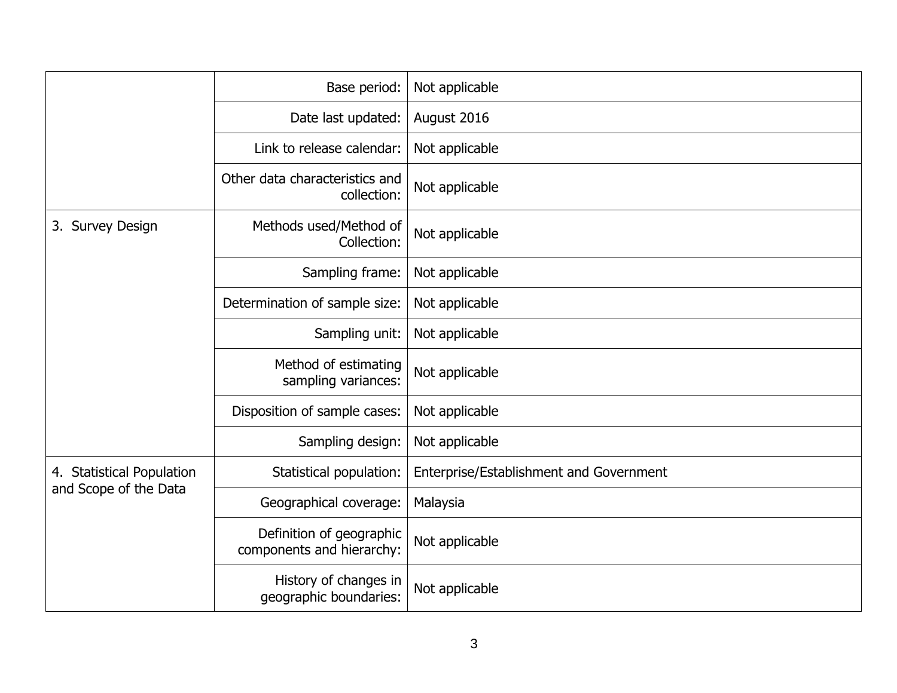| | | |
|---|---|---|
| | Base period: | Not applicable |
| | Date last updated: | August 2016 |
| | Link to release calendar: | Not applicable |
| | Other data characteristics and collection: | Not applicable |
| 3. Survey Design | Methods used/Method of Collection: | Not applicable |
| | Sampling frame: | Not applicable |
| | Determination of sample size: | Not applicable |
| | Sampling unit: | Not applicable |
| | Method of estimating sampling variances: | Not applicable |
| | Disposition of sample cases: | Not applicable |
| | Sampling design: | Not applicable |
| 4. Statistical Population and Scope of the Data | Statistical population: | Enterprise/Establishment and Government |
| | Geographical coverage: | Malaysia |
| | Definition of geographic components and hierarchy: | Not applicable |
| | History of changes in geographic boundaries: | Not applicable |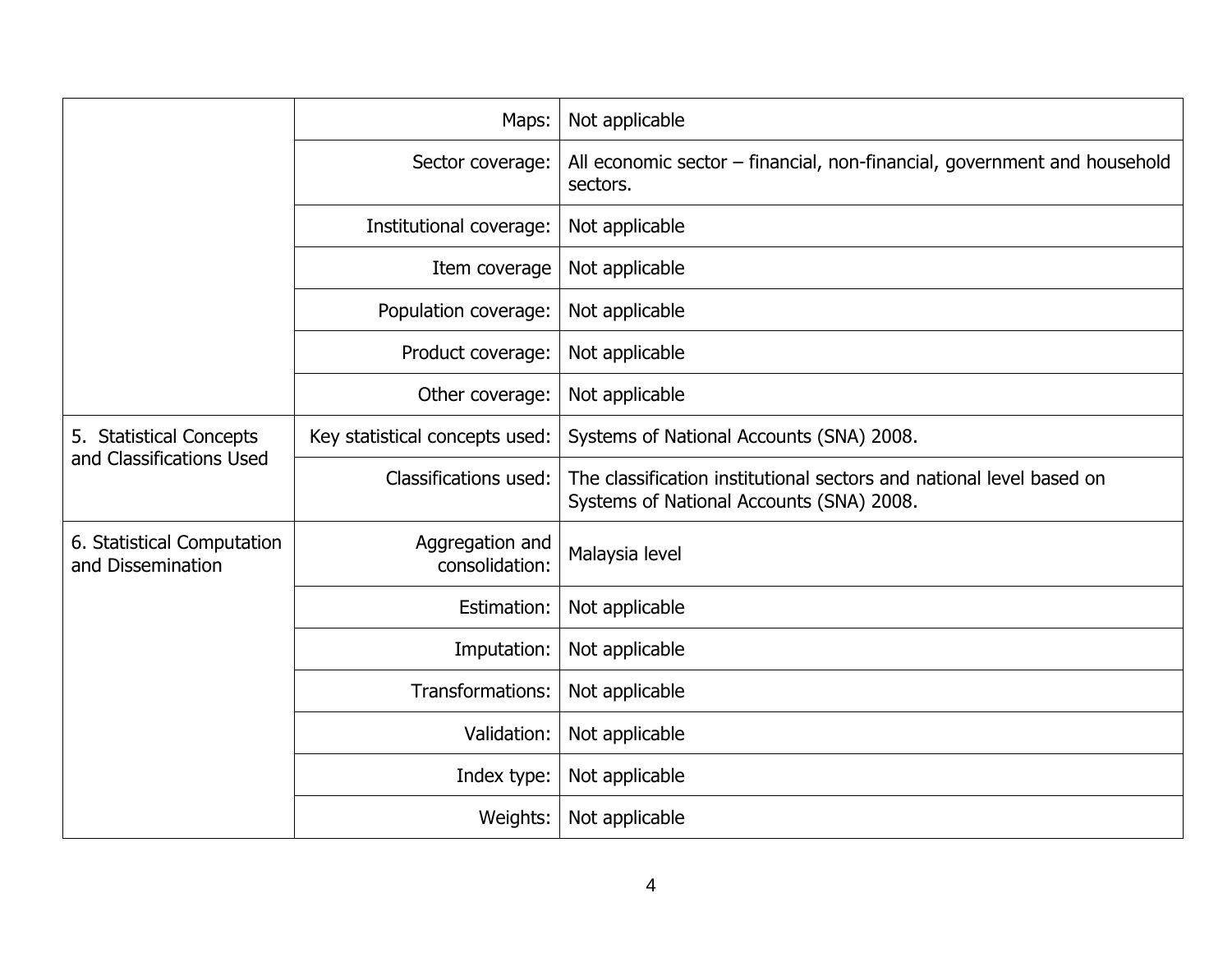| | | |
|---|---|---|
| | Maps: | Not applicable |
| | Sector coverage: | All economic sector – financial, non-financial, government and household sectors. |
| | Institutional coverage: | Not applicable |
| | Item coverage | Not applicable |
| | Population coverage: | Not applicable |
| | Product coverage: | Not applicable |
| | Other coverage: | Not applicable |
| 5. Statistical Concepts and Classifications Used | Key statistical concepts used: | Systems of National Accounts (SNA) 2008. |
| | Classifications used: | The classification institutional sectors and national level based on Systems of National Accounts (SNA) 2008. |
| 6. Statistical Computation and Dissemination | Aggregation and consolidation: | Malaysia level |
| | Estimation: | Not applicable |
| | Imputation: | Not applicable |
| | Transformations: | Not applicable |
| | Validation: | Not applicable |
| | Index type: | Not applicable |
| | Weights: | Not applicable |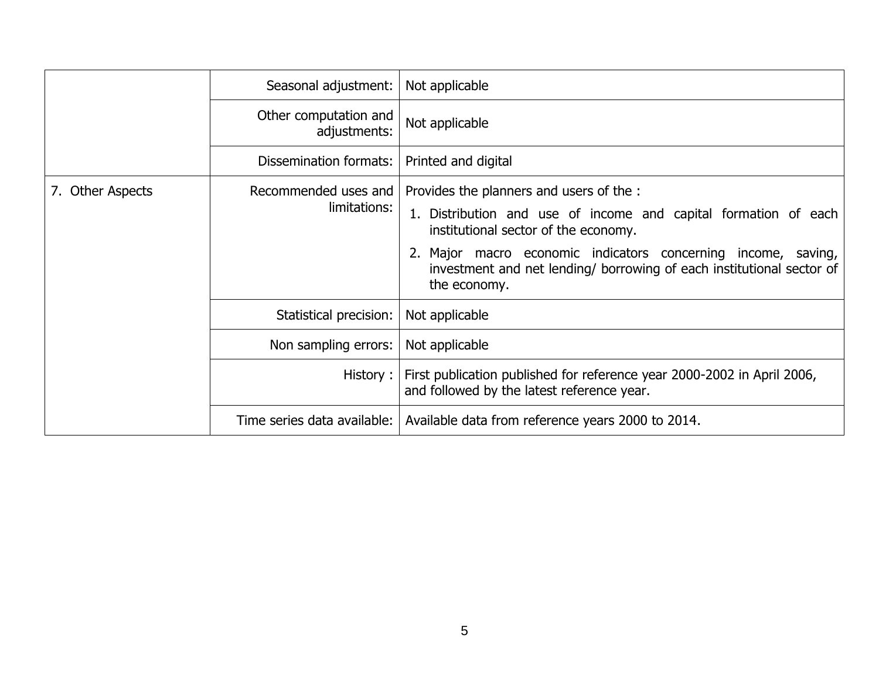| | | |
|---|---|---|
| | Seasonal adjustment: | Not applicable |
| | Other computation and adjustments: | Not applicable |
| | Dissemination formats: | Printed and digital |
| 7. Other Aspects | Recommended uses and limitations: | Provides the planners and users of the :<br>1. Distribution and use of income and capital formation of each institutional sector of the economy.<br>2. Major macro economic indicators concerning income, saving, investment and net lending/ borrowing of each institutional sector of the economy. |
| | Statistical precision: | Not applicable |
| | Non sampling errors: | Not applicable |
| | History : | First publication published for reference year 2000-2002 in April 2006, and followed by the latest reference year. |
| | Time series data available: | Available data from reference years 2000 to 2014. |